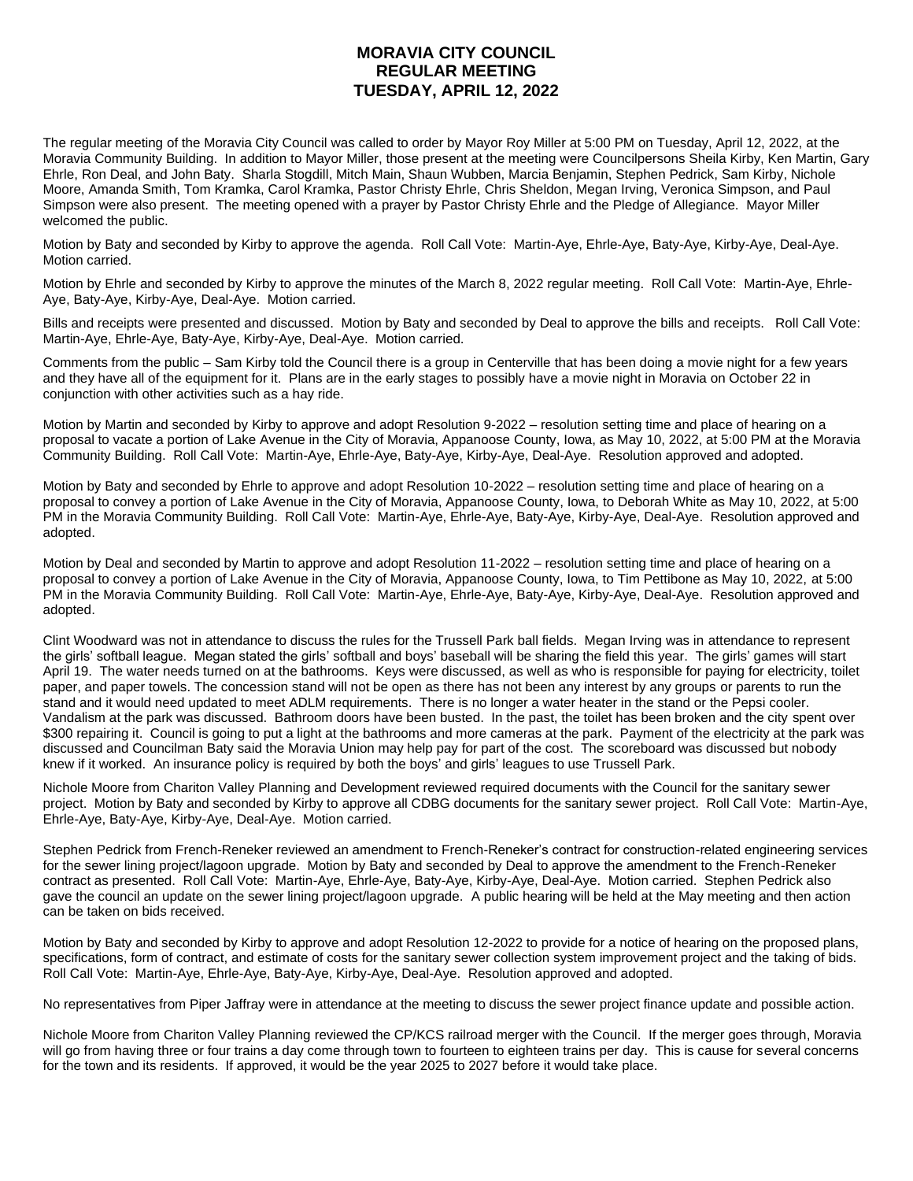# MORAVIA CITY COUNCIL
# REGULAR MEETING
# TUESDAY, APRIL 12, 2022

The regular meeting of the Moravia City Council was called to order by Mayor Roy Miller at 5:00 PM on Tuesday, April 12, 2022, at the Moravia Community Building. In addition to Mayor Miller, those present at the meeting were Councilpersons Sheila Kirby, Ken Martin, Gary Ehrle, Ron Deal, and John Baty. Sharla Stogdill, Mitch Main, Shaun Wubben, Marcia Benjamin, Stephen Pedrick, Sam Kirby, Nichole Moore, Amanda Smith, Tom Kramka, Carol Kramka, Pastor Christy Ehrle, Chris Sheldon, Megan Irving, Veronica Simpson, and Paul Simpson were also present. The meeting opened with a prayer by Pastor Christy Ehrle and the Pledge of Allegiance. Mayor Miller welcomed the public.

Motion by Baty and seconded by Kirby to approve the agenda. Roll Call Vote: Martin-Aye, Ehrle-Aye, Baty-Aye, Kirby-Aye, Deal-Aye. Motion carried.

Motion by Ehrle and seconded by Kirby to approve the minutes of the March 8, 2022 regular meeting. Roll Call Vote: Martin-Aye, Ehrle-Aye, Baty-Aye, Kirby-Aye, Deal-Aye. Motion carried.

Bills and receipts were presented and discussed. Motion by Baty and seconded by Deal to approve the bills and receipts. Roll Call Vote: Martin-Aye, Ehrle-Aye, Baty-Aye, Kirby-Aye, Deal-Aye. Motion carried.

Comments from the public – Sam Kirby told the Council there is a group in Centerville that has been doing a movie night for a few years and they have all of the equipment for it. Plans are in the early stages to possibly have a movie night in Moravia on October 22 in conjunction with other activities such as a hay ride.

Motion by Martin and seconded by Kirby to approve and adopt Resolution 9-2022 – resolution setting time and place of hearing on a proposal to vacate a portion of Lake Avenue in the City of Moravia, Appanoose County, Iowa, as May 10, 2022, at 5:00 PM at the Moravia Community Building. Roll Call Vote: Martin-Aye, Ehrle-Aye, Baty-Aye, Kirby-Aye, Deal-Aye. Resolution approved and adopted.

Motion by Baty and seconded by Ehrle to approve and adopt Resolution 10-2022 – resolution setting time and place of hearing on a proposal to convey a portion of Lake Avenue in the City of Moravia, Appanoose County, Iowa, to Deborah White as May 10, 2022, at 5:00 PM in the Moravia Community Building. Roll Call Vote: Martin-Aye, Ehrle-Aye, Baty-Aye, Kirby-Aye, Deal-Aye. Resolution approved and adopted.

Motion by Deal and seconded by Martin to approve and adopt Resolution 11-2022 – resolution setting time and place of hearing on a proposal to convey a portion of Lake Avenue in the City of Moravia, Appanoose County, Iowa, to Tim Pettibone as May 10, 2022, at 5:00 PM in the Moravia Community Building. Roll Call Vote: Martin-Aye, Ehrle-Aye, Baty-Aye, Kirby-Aye, Deal-Aye. Resolution approved and adopted.

Clint Woodward was not in attendance to discuss the rules for the Trussell Park ball fields. Megan Irving was in attendance to represent the girls' softball league. Megan stated the girls' softball and boys' baseball will be sharing the field this year. The girls' games will start April 19. The water needs turned on at the bathrooms. Keys were discussed, as well as who is responsible for paying for electricity, toilet paper, and paper towels. The concession stand will not be open as there has not been any interest by any groups or parents to run the stand and it would need updated to meet ADLM requirements. There is no longer a water heater in the stand or the Pepsi cooler. Vandalism at the park was discussed. Bathroom doors have been busted. In the past, the toilet has been broken and the city spent over $300 repairing it. Council is going to put a light at the bathrooms and more cameras at the park. Payment of the electricity at the park was discussed and Councilman Baty said the Moravia Union may help pay for part of the cost. The scoreboard was discussed but nobody knew if it worked. An insurance policy is required by both the boys' and girls' leagues to use Trussell Park.

Nichole Moore from Chariton Valley Planning and Development reviewed required documents with the Council for the sanitary sewer project. Motion by Baty and seconded by Kirby to approve all CDBG documents for the sanitary sewer project. Roll Call Vote: Martin-Aye, Ehrle-Aye, Baty-Aye, Kirby-Aye, Deal-Aye. Motion carried.

Stephen Pedrick from French-Reneker reviewed an amendment to French-Reneker's contract for construction-related engineering services for the sewer lining project/lagoon upgrade. Motion by Baty and seconded by Deal to approve the amendment to the French-Reneker contract as presented. Roll Call Vote: Martin-Aye, Ehrle-Aye, Baty-Aye, Kirby-Aye, Deal-Aye. Motion carried. Stephen Pedrick also gave the council an update on the sewer lining project/lagoon upgrade. A public hearing will be held at the May meeting and then action can be taken on bids received.

Motion by Baty and seconded by Kirby to approve and adopt Resolution 12-2022 to provide for a notice of hearing on the proposed plans, specifications, form of contract, and estimate of costs for the sanitary sewer collection system improvement project and the taking of bids. Roll Call Vote: Martin-Aye, Ehrle-Aye, Baty-Aye, Kirby-Aye, Deal-Aye. Resolution approved and adopted.

No representatives from Piper Jaffray were in attendance at the meeting to discuss the sewer project finance update and possible action.

Nichole Moore from Chariton Valley Planning reviewed the CP/KCS railroad merger with the Council. If the merger goes through, Moravia will go from having three or four trains a day come through town to fourteen to eighteen trains per day. This is cause for several concerns for the town and its residents. If approved, it would be the year 2025 to 2027 before it would take place.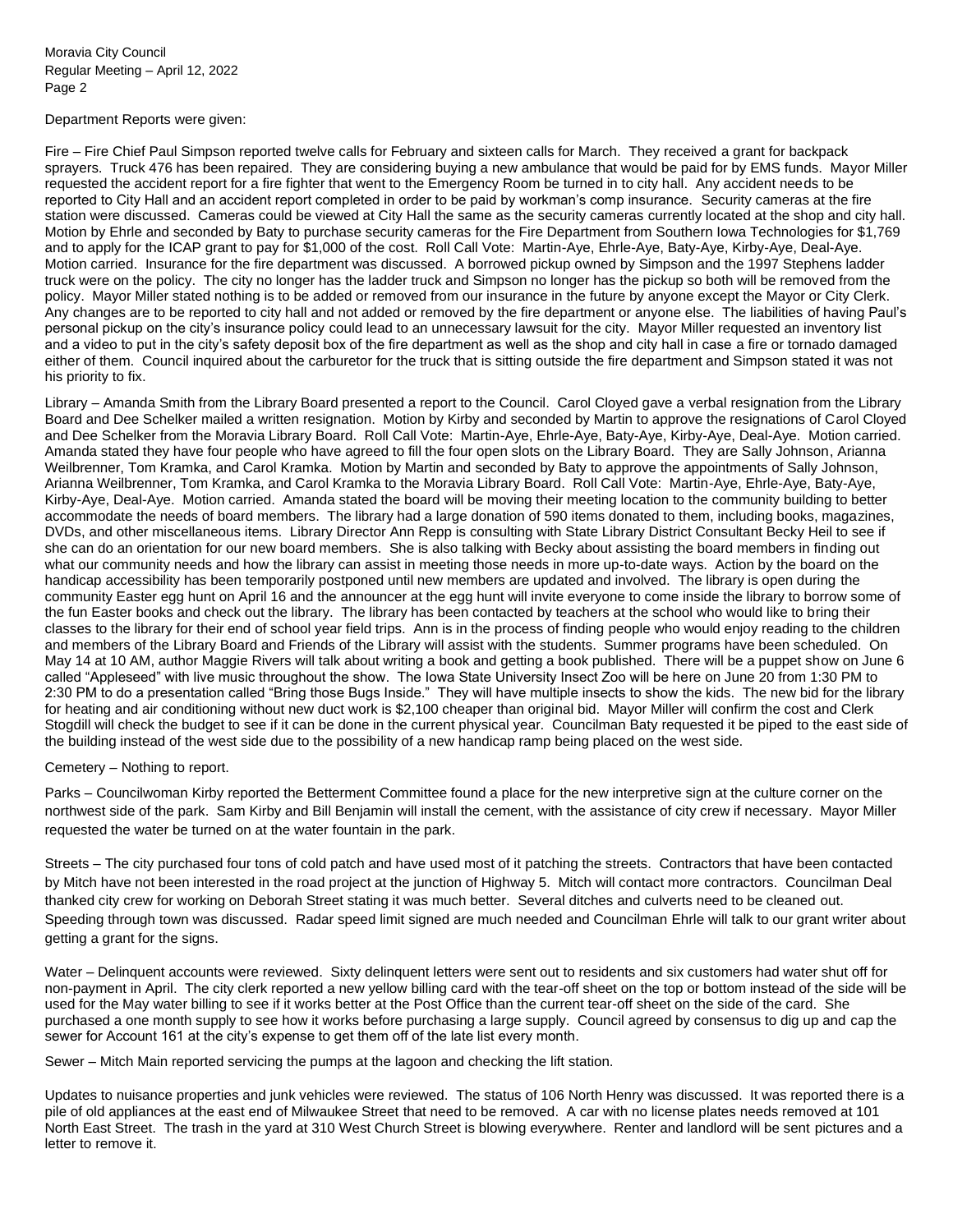Department Reports were given:

Fire – Fire Chief Paul Simpson reported twelve calls for February and sixteen calls for March. They received a grant for backpack sprayers. Truck 476 has been repaired. They are considering buying a new ambulance that would be paid for by EMS funds. Mayor Miller requested the accident report for a fire fighter that went to the Emergency Room be turned in to city hall. Any accident needs to be reported to City Hall and an accident report completed in order to be paid by workman's comp insurance. Security cameras at the fire station were discussed. Cameras could be viewed at City Hall the same as the security cameras currently located at the shop and city hall. Motion by Ehrle and seconded by Baty to purchase security cameras for the Fire Department from Southern Iowa Technologies for $1,769 and to apply for the ICAP grant to pay for $1,000 of the cost. Roll Call Vote: Martin-Aye, Ehrle-Aye, Baty-Aye, Kirby-Aye, Deal-Aye. Motion carried. Insurance for the fire department was discussed. A borrowed pickup owned by Simpson and the 1997 Stephens ladder truck were on the policy. The city no longer has the ladder truck and Simpson no longer has the pickup so both will be removed from the policy. Mayor Miller stated nothing is to be added or removed from our insurance in the future by anyone except the Mayor or City Clerk. Any changes are to be reported to city hall and not added or removed by the fire department or anyone else. The liabilities of having Paul's personal pickup on the city's insurance policy could lead to an unnecessary lawsuit for the city. Mayor Miller requested an inventory list and a video to put in the city's safety deposit box of the fire department as well as the shop and city hall in case a fire or tornado damaged either of them. Council inquired about the carburetor for the truck that is sitting outside the fire department and Simpson stated it was not his priority to fix.

Library – Amanda Smith from the Library Board presented a report to the Council. Carol Cloyed gave a verbal resignation from the Library Board and Dee Schelker mailed a written resignation. Motion by Kirby and seconded by Martin to approve the resignations of Carol Cloyed and Dee Schelker from the Moravia Library Board. Roll Call Vote: Martin-Aye, Ehrle-Aye, Baty-Aye, Kirby-Aye, Deal-Aye. Motion carried. Amanda stated they have four people who have agreed to fill the four open slots on the Library Board. They are Sally Johnson, Arianna Weilbrenner, Tom Kramka, and Carol Kramka. Motion by Martin and seconded by Baty to approve the appointments of Sally Johnson, Arianna Weilbrenner, Tom Kramka, and Carol Kramka to the Moravia Library Board. Roll Call Vote: Martin-Aye, Ehrle-Aye, Baty-Aye, Kirby-Aye, Deal-Aye. Motion carried. Amanda stated the board will be moving their meeting location to the community building to better accommodate the needs of board members. The library had a large donation of 590 items donated to them, including books, magazines, DVDs, and other miscellaneous items. Library Director Ann Repp is consulting with State Library District Consultant Becky Heil to see if she can do an orientation for our new board members. She is also talking with Becky about assisting the board members in finding out what our community needs and how the library can assist in meeting those needs in more up-to-date ways. Action by the board on the handicap accessibility has been temporarily postponed until new members are updated and involved. The library is open during the community Easter egg hunt on April 16 and the announcer at the egg hunt will invite everyone to come inside the library to borrow some of the fun Easter books and check out the library. The library has been contacted by teachers at the school who would like to bring their classes to the library for their end of school year field trips. Ann is in the process of finding people who would enjoy reading to the children and members of the Library Board and Friends of the Library will assist with the students. Summer programs have been scheduled. On May 14 at 10 AM, author Maggie Rivers will talk about writing a book and getting a book published. There will be a puppet show on June 6 called "Appleseed" with live music throughout the show. The Iowa State University Insect Zoo will be here on June 20 from 1:30 PM to 2:30 PM to do a presentation called "Bring those Bugs Inside." They will have multiple insects to show the kids. The new bid for the library for heating and air conditioning without new duct work is $2,100 cheaper than original bid. Mayor Miller will confirm the cost and Clerk Stogdill will check the budget to see if it can be done in the current physical year. Councilman Baty requested it be piped to the east side of the building instead of the west side due to the possibility of a new handicap ramp being placed on the west side.

Cemetery – Nothing to report.

Parks – Councilwoman Kirby reported the Betterment Committee found a place for the new interpretive sign at the culture corner on the northwest side of the park. Sam Kirby and Bill Benjamin will install the cement, with the assistance of city crew if necessary. Mayor Miller requested the water be turned on at the water fountain in the park.

Streets – The city purchased four tons of cold patch and have used most of it patching the streets. Contractors that have been contacted by Mitch have not been interested in the road project at the junction of Highway 5. Mitch will contact more contractors. Councilman Deal thanked city crew for working on Deborah Street stating it was much better. Several ditches and culverts need to be cleaned out. Speeding through town was discussed. Radar speed limit signed are much needed and Councilman Ehrle will talk to our grant writer about getting a grant for the signs.

Water – Delinquent accounts were reviewed. Sixty delinquent letters were sent out to residents and six customers had water shut off for non-payment in April. The city clerk reported a new yellow billing card with the tear-off sheet on the top or bottom instead of the side will be used for the May water billing to see if it works better at the Post Office than the current tear-off sheet on the side of the card. She purchased a one month supply to see how it works before purchasing a large supply. Council agreed by consensus to dig up and cap the sewer for Account 161 at the city's expense to get them off of the late list every month.

Sewer – Mitch Main reported servicing the pumps at the lagoon and checking the lift station.

Updates to nuisance properties and junk vehicles were reviewed. The status of 106 North Henry was discussed. It was reported there is a pile of old appliances at the east end of Milwaukee Street that need to be removed. A car with no license plates needs removed at 101 North East Street. The trash in the yard at 310 West Church Street is blowing everywhere. Renter and landlord will be sent pictures and a letter to remove it.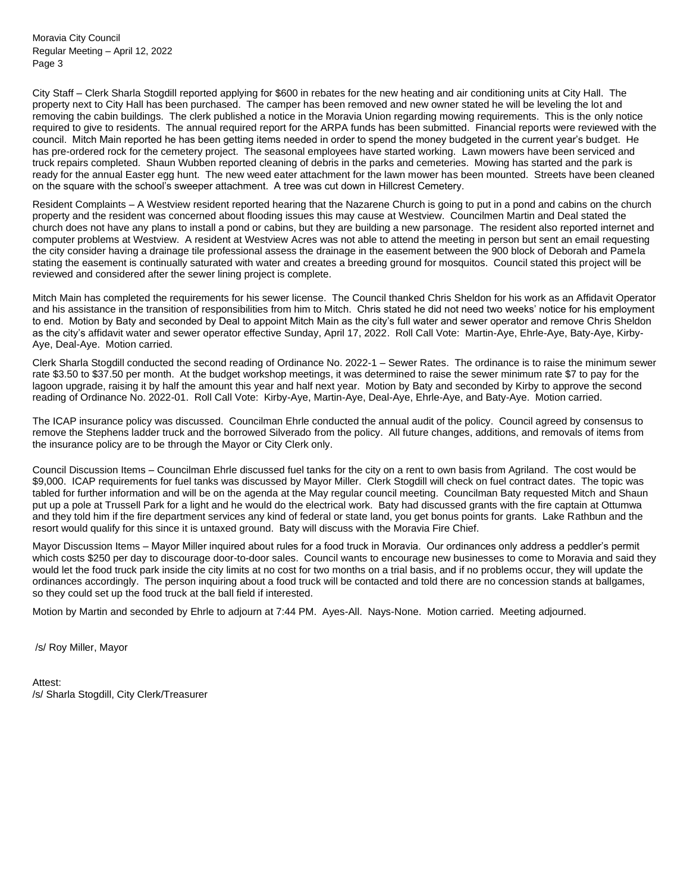City Staff – Clerk Sharla Stogdill reported applying for $600 in rebates for the new heating and air conditioning units at City Hall. The property next to City Hall has been purchased. The camper has been removed and new owner stated he will be leveling the lot and removing the cabin buildings. The clerk published a notice in the Moravia Union regarding mowing requirements. This is the only notice required to give to residents. The annual required report for the ARPA funds has been submitted. Financial reports were reviewed with the council. Mitch Main reported he has been getting items needed in order to spend the money budgeted in the current year's budget. He has pre-ordered rock for the cemetery project. The seasonal employees have started working. Lawn mowers have been serviced and truck repairs completed. Shaun Wubben reported cleaning of debris in the parks and cemeteries. Mowing has started and the park is ready for the annual Easter egg hunt. The new weed eater attachment for the lawn mower has been mounted. Streets have been cleaned on the square with the school's sweeper attachment. A tree was cut down in Hillcrest Cemetery.

Resident Complaints – A Westview resident reported hearing that the Nazarene Church is going to put in a pond and cabins on the church property and the resident was concerned about flooding issues this may cause at Westview. Councilmen Martin and Deal stated the church does not have any plans to install a pond or cabins, but they are building a new parsonage. The resident also reported internet and computer problems at Westview. A resident at Westview Acres was not able to attend the meeting in person but sent an email requesting the city consider having a drainage tile professional assess the drainage in the easement between the 900 block of Deborah and Pamela stating the easement is continually saturated with water and creates a breeding ground for mosquitos. Council stated this project will be reviewed and considered after the sewer lining project is complete.

Mitch Main has completed the requirements for his sewer license. The Council thanked Chris Sheldon for his work as an Affidavit Operator and his assistance in the transition of responsibilities from him to Mitch. Chris stated he did not need two weeks' notice for his employment to end. Motion by Baty and seconded by Deal to appoint Mitch Main as the city's full water and sewer operator and remove Chris Sheldon as the city's affidavit water and sewer operator effective Sunday, April 17, 2022. Roll Call Vote: Martin-Aye, Ehrle-Aye, Baty-Aye, Kirby-Aye, Deal-Aye. Motion carried.

Clerk Sharla Stogdill conducted the second reading of Ordinance No. 2022-1 – Sewer Rates. The ordinance is to raise the minimum sewer rate $3.50 to $37.50 per month. At the budget workshop meetings, it was determined to raise the sewer minimum rate $7 to pay for the lagoon upgrade, raising it by half the amount this year and half next year. Motion by Baty and seconded by Kirby to approve the second reading of Ordinance No. 2022-01. Roll Call Vote: Kirby-Aye, Martin-Aye, Deal-Aye, Ehrle-Aye, and Baty-Aye. Motion carried.

The ICAP insurance policy was discussed. Councilman Ehrle conducted the annual audit of the policy. Council agreed by consensus to remove the Stephens ladder truck and the borrowed Silverado from the policy. All future changes, additions, and removals of items from the insurance policy are to be through the Mayor or City Clerk only.

Council Discussion Items – Councilman Ehrle discussed fuel tanks for the city on a rent to own basis from Agriland. The cost would be $9,000. ICAP requirements for fuel tanks was discussed by Mayor Miller. Clerk Stogdill will check on fuel contract dates. The topic was tabled for further information and will be on the agenda at the May regular council meeting. Councilman Baty requested Mitch and Shaun put up a pole at Trussell Park for a light and he would do the electrical work. Baty had discussed grants with the fire captain at Ottumwa and they told him if the fire department services any kind of federal or state land, you get bonus points for grants. Lake Rathbun and the resort would qualify for this since it is untaxed ground. Baty will discuss with the Moravia Fire Chief.

Mayor Discussion Items – Mayor Miller inquired about rules for a food truck in Moravia. Our ordinances only address a peddler's permit which costs $250 per day to discourage door-to-door sales. Council wants to encourage new businesses to come to Moravia and said they would let the food truck park inside the city limits at no cost for two months on a trial basis, and if no problems occur, they will update the ordinances accordingly. The person inquiring about a food truck will be contacted and told there are no concession stands at ballgames, so they could set up the food truck at the ball field if interested.

Motion by Martin and seconded by Ehrle to adjourn at 7:44 PM. Ayes-All. Nays-None. Motion carried. Meeting adjourned.

/s/ Roy Miller, Mayor

Attest:
/s/ Sharla Stogdill, City Clerk/Treasurer